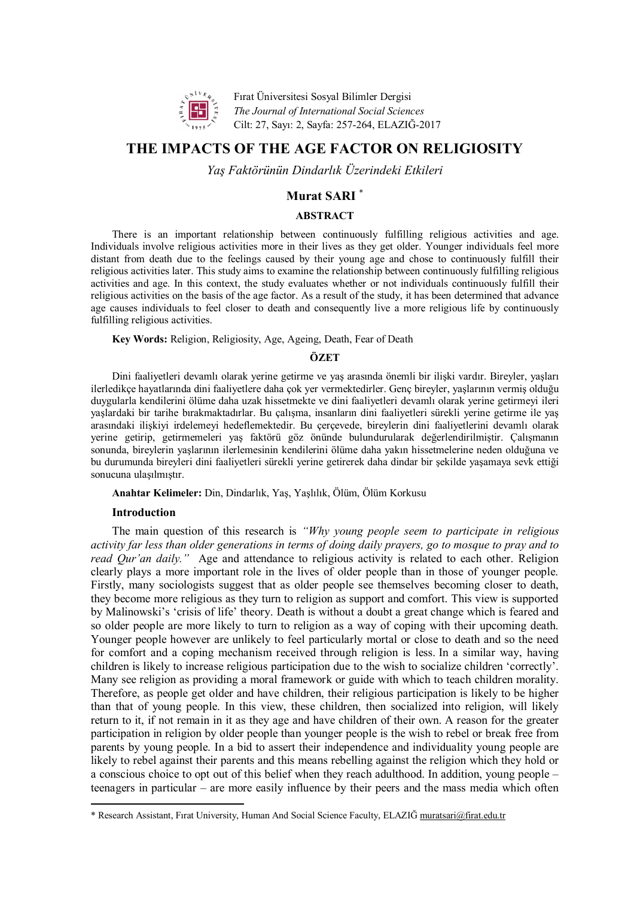Fırat Üniversitesi Sosyal Bilimler Dergisi
*The Journal of International Social Sciences*
Cilt: 27, Sayı: 2, Sayfa: 257-264, ELAZIĞ-2017

# THE IMPACTS OF THE AGE FACTOR ON RELIGIOSITY

*Yaş Faktörünün Dindarlık Üzerindeki Etkileri*

**Murat SARI** [*]

### ABSTRACT

There is an important relationship between continuously fulfilling religious activities and age. Individuals involve religious activities more in their lives as they get older. Younger individuals feel more distant from death due to the feelings caused by their young age and chose to continuously fulfill their religious activities later. This study aims to examine the relationship between continuously fulfilling religious activities and age. In this context, the study evaluates whether or not individuals continuously fulfill their religious activities on the basis of the age factor. As a result of the study, it has been determined that advance age causes individuals to feel closer to death and consequently live a more religious life by continuously fulfilling religious activities.

**Key Words:** Religion, Religiosity, Age, Ageing, Death, Fear of Death

### ÖZET

Dini faaliyetleri devamlı olarak yerine getirme ve yaş arasında önemli bir ilişki vardır. Bireyler, yaşları ilerledikçe hayatlarında dini faaliyetlere daha çok yer vermektedirler. Genç bireyler, yaşlarının vermiş olduğu duygularla kendilerini ölüme daha uzak hissetmekte ve dini faaliyetleri devamlı olarak yerine getirmeyi ileri yaşlardaki bir tarihe bırakmaktadırlar. Bu çalışma, insanların dini faaliyetleri sürekli yerine getirme ile yaş arasındaki ilişkiyi irdelemeyi hedeflemektedir. Bu çerçevede, bireylerin dini faaliyetlerini devamlı olarak yerine getirip, getirmemeleri yaş faktörü göz önünde bulundurularak değerlendirilmiştir. Çalışmanın sonunda, bireylerin yaşlarının ilerlemesinin kendilerini ölüme daha yakın hissetmelerine neden olduğuna ve bu durumunda bireyleri dini faaliyetleri sürekli yerine getirerek daha dindar bir şekilde yaşamaya sevk ettiği sonucuna ulaşılmıştır.

**Anahtar Kelimeler:** Din, Dindarlık, Yaş, Yaşlılık, Ölüm, Ölüm Korkusu

## Introduction

The main question of this research is *"Why young people seem to participate in religious activity far less than older generations in terms of doing daily prayers, go to mosque to pray and to read Qur'an daily."* Age and attendance to religious activity is related to each other. Religion clearly plays a more important role in the lives of older people than in those of younger people. Firstly, many sociologists suggest that as older people see themselves becoming closer to death, they become more religious as they turn to religion as support and comfort. This view is supported by Malinowski's 'crisis of life' theory. Death is without a doubt a great change which is feared and so older people are more likely to turn to religion as a way of coping with their upcoming death. Younger people however are unlikely to feel particularly mortal or close to death and so the need for comfort and a coping mechanism received through religion is less. In a similar way, having children is likely to increase religious participation due to the wish to socialize children 'correctly'. Many see religion as providing a moral framework or guide with which to teach children morality. Therefore, as people get older and have children, their religious participation is likely to be higher than that of young people. In this view, these children, then socialized into religion, will likely return to it, if not remain in it as they age and have children of their own. A reason for the greater participation in religion by older people than younger people is the wish to rebel or break free from parents by young people. In a bid to assert their independence and individuality young people are likely to rebel against their parents and this means rebelling against the religion which they hold or a conscious choice to opt out of this belief when they reach adulthood. In addition, young people – teenagers in particular – are more easily influence by their peers and the mass media which often

---

[*] Research Assistant, Fırat University, Human And Social Science Faculty, ELAZIĞ muratsari@firat.edu.tr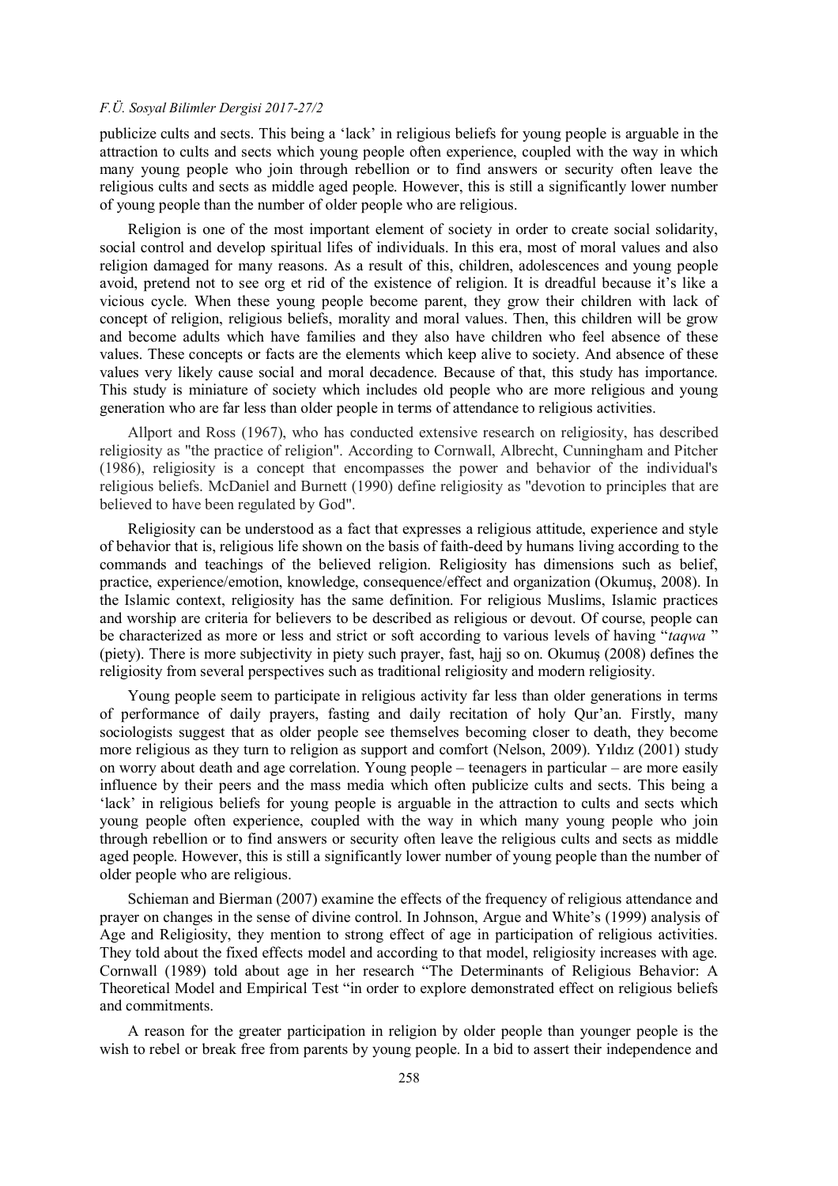publicize cults and sects. This being a 'lack' in religious beliefs for young people is arguable in the attraction to cults and sects which young people often experience, coupled with the way in which many young people who join through rebellion or to find answers or security often leave the religious cults and sects as middle aged people. However, this is still a significantly lower number of young people than the number of older people who are religious.

Religion is one of the most important element of society in order to create social solidarity, social control and develop spiritual lifes of individuals. In this era, most of moral values and also religion damaged for many reasons. As a result of this, children, adolescences and young people avoid, pretend not to see org et rid of the existence of religion. It is dreadful because it's like a vicious cycle. When these young people become parent, they grow their children with lack of concept of religion, religious beliefs, morality and moral values. Then, this children will be grow and become adults which have families and they also have children who feel absence of these values. These concepts or facts are the elements which keep alive to society. And absence of these values very likely cause social and moral decadence. Because of that, this study has importance. This study is miniature of society which includes old people who are more religious and young generation who are far less than older people in terms of attendance to religious activities.

Allport and Ross (1967), who has conducted extensive research on religiosity, has described religiosity as "the practice of religion". According to Cornwall, Albrecht, Cunningham and Pitcher (1986), religiosity is a concept that encompasses the power and behavior of the individual's religious beliefs. McDaniel and Burnett (1990) define religiosity as "devotion to principles that are believed to have been regulated by God".

Religiosity can be understood as a fact that expresses a religious attitude, experience and style of behavior that is, religious life shown on the basis of faith-deed by humans living according to the commands and teachings of the believed religion. Religiosity has dimensions such as belief, practice, experience/emotion, knowledge, consequence/effect and organization (Okumuş, 2008). In the Islamic context, religiosity has the same definition. For religious Muslims, Islamic practices and worship are criteria for believers to be described as religious or devout. Of course, people can be characterized as more or less and strict or soft according to various levels of having "*taqwa* " (piety). There is more subjectivity in piety such prayer, fast, hajj so on. Okumuş (2008) defines the religiosity from several perspectives such as traditional religiosity and modern religiosity.

Young people seem to participate in religious activity far less than older generations in terms of performance of daily prayers, fasting and daily recitation of holy Qur'an. Firstly, many sociologists suggest that as older people see themselves becoming closer to death, they become more religious as they turn to religion as support and comfort (Nelson, 2009). Yıldız (2001) study on worry about death and age correlation. Young people – teenagers in particular – are more easily influence by their peers and the mass media which often publicize cults and sects. This being a 'lack' in religious beliefs for young people is arguable in the attraction to cults and sects which young people often experience, coupled with the way in which many young people who join through rebellion or to find answers or security often leave the religious cults and sects as middle aged people. However, this is still a significantly lower number of young people than the number of older people who are religious.

Schieman and Bierman (2007) examine the effects of the frequency of religious attendance and prayer on changes in the sense of divine control. In Johnson, Argue and White's (1999) analysis of Age and Religiosity, they mention to strong effect of age in participation of religious activities. They told about the fixed effects model and according to that model, religiosity increases with age. Cornwall (1989) told about age in her research "The Determinants of Religious Behavior: A Theoretical Model and Empirical Test "in order to explore demonstrated effect on religious beliefs and commitments.

A reason for the greater participation in religion by older people than younger people is the wish to rebel or break free from parents by young people. In a bid to assert their independence and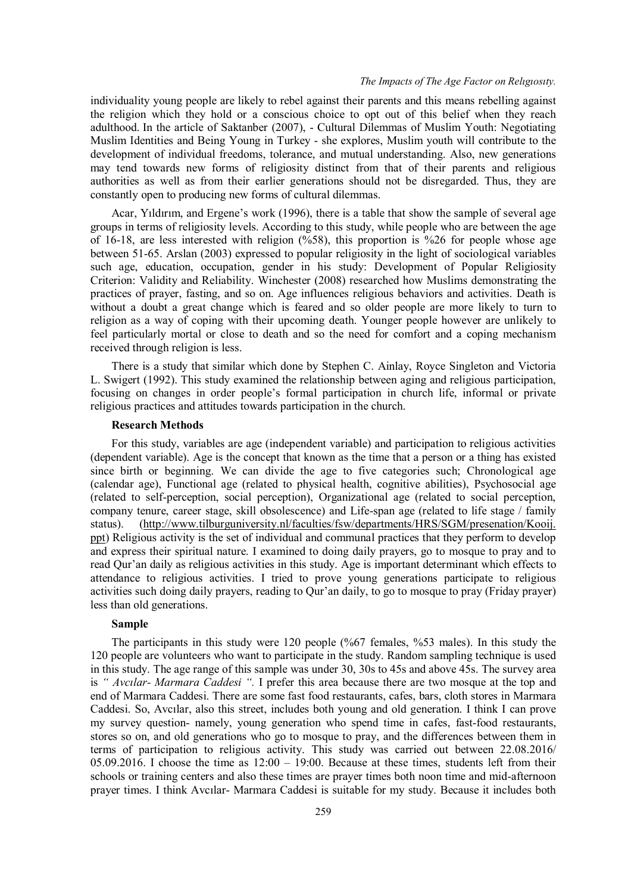individuality young people are likely to rebel against their parents and this means rebelling against the religion which they hold or a conscious choice to opt out of this belief when they reach adulthood. In the article of Saktanber (2007), - Cultural Dilemmas of Muslim Youth: Negotiating Muslim Identities and Being Young in Turkey - she explores, Muslim youth will contribute to the development of individual freedoms, tolerance, and mutual understanding. Also, new generations may tend towards new forms of religiosity distinct from that of their parents and religious authorities as well as from their earlier generations should not be disregarded. Thus, they are constantly open to producing new forms of cultural dilemmas.

Acar, Yıldırım, and Ergene's work (1996), there is a table that show the sample of several age groups in terms of religiosity levels. According to this study, while people who are between the age of 16-18, are less interested with religion (%58), this proportion is %26 for people whose age between 51-65. Arslan (2003) expressed to popular religiosity in the light of sociological variables such age, education, occupation, gender in his study: Development of Popular Religiosity Criterion: Validity and Reliability. Winchester (2008) researched how Muslims demonstrating the practices of prayer, fasting, and so on. Age influences religious behaviors and activities. Death is without a doubt a great change which is feared and so older people are more likely to turn to religion as a way of coping with their upcoming death. Younger people however are unlikely to feel particularly mortal or close to death and so the need for comfort and a coping mechanism received through religion is less.

There is a study that similar which done by Stephen C. Ainlay, Royce Singleton and Victoria L. Swigert (1992). This study examined the relationship between aging and religious participation, focusing on changes in order people's formal participation in church life, informal or private religious practices and attitudes towards participation in the church.

**Research Methods**

For this study, variables are age (independent variable) and participation to religious activities (dependent variable). Age is the concept that known as the time that a person or a thing has existed since birth or beginning. We can divide the age to five categories such; Chronological age (calendar age), Functional age (related to physical health, cognitive abilities), Psychosocial age (related to self-perception, social perception), Organizational age (related to social perception, company tenure, career stage, skill obsolescence) and Life-span age (related to life stage / family status). (http://www.tilburguniversity.nl/faculties/fsw/departments/HRS/SGM/presenation/Kooij.ppt) Religious activity is the set of individual and communal practices that they perform to develop and express their spiritual nature. I examined to doing daily prayers, go to mosque to pray and to read Qur'an daily as religious activities in this study. Age is important determinant which effects to attendance to religious activities. I tried to prove young generations participate to religious activities such doing daily prayers, reading to Qur'an daily, to go to mosque to pray (Friday prayer) less than old generations.

**Sample**

The participants in this study were 120 people (%67 females, %53 males). In this study the 120 people are volunteers who want to participate in the study. Random sampling technique is used in this study. The age range of this sample was under 30, 30s to 45s and above 45s. The survey area is *" Avcılar- Marmara Caddesi ".* I prefer this area because there are two mosque at the top and end of Marmara Caddesi. There are some fast food restaurants, cafes, bars, cloth stores in Marmara Caddesi. So, Avcılar, also this street, includes both young and old generation. I think I can prove my survey question- namely, young generation who spend time in cafes, fast-food restaurants, stores so on, and old generations who go to mosque to pray, and the differences between them in terms of participation to religious activity. This study was carried out between 22.08.2016/ 05.09.2016. I choose the time as 12:00 – 19:00. Because at these times, students left from their schools or training centers and also these times are prayer times both noon time and mid-afternoon prayer times. I think Avcılar- Marmara Caddesi is suitable for my study. Because it includes both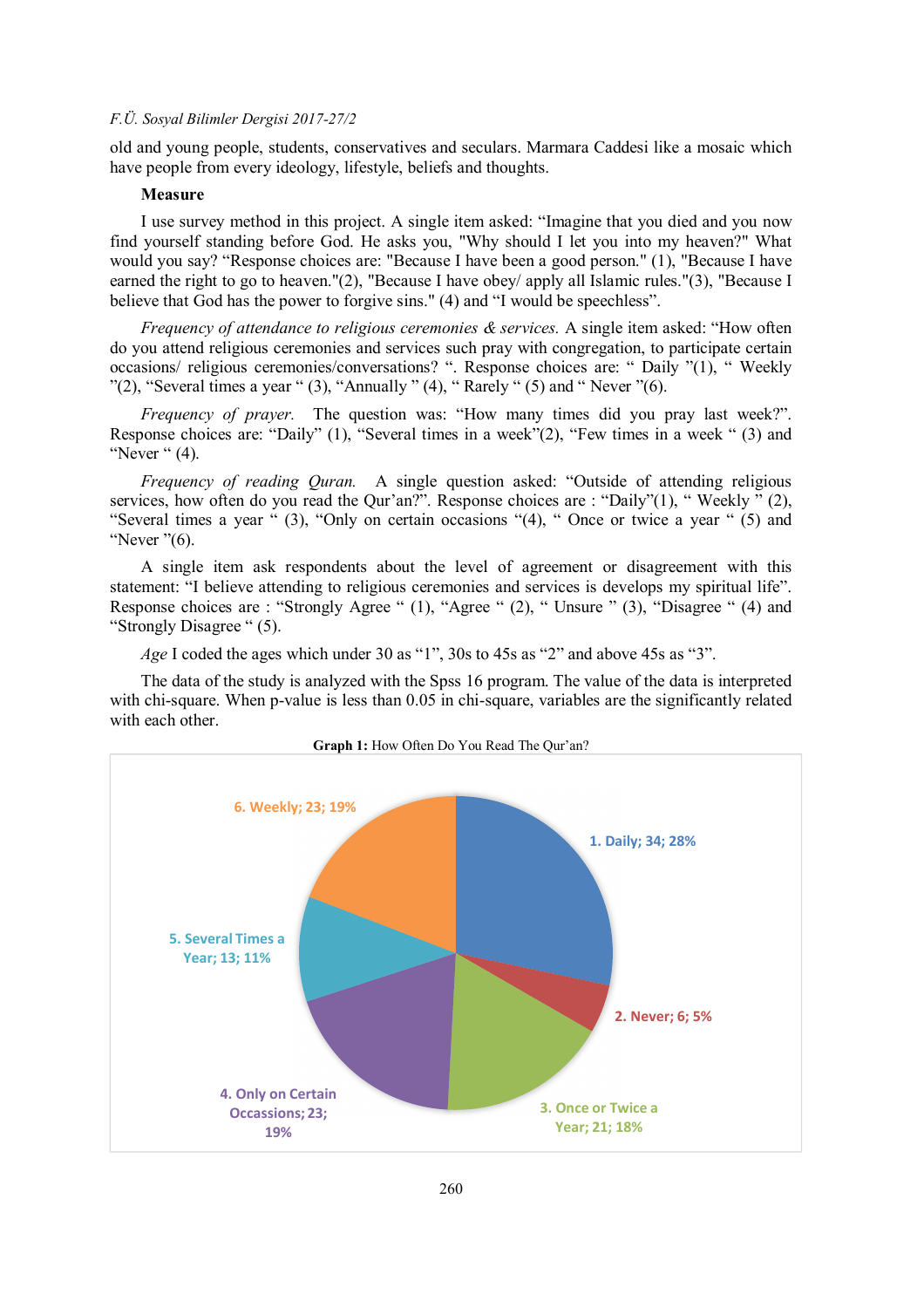old and young people, students, conservatives and seculars. Marmara Caddesi like a mosaic which have people from every ideology, lifestyle, beliefs and thoughts.

**Measure**

I use survey method in this project. A single item asked: "Imagine that you died and you now find yourself standing before God. He asks you, "Why should I let you into my heaven?" What would you say? "Response choices are: "Because I have been a good person." (1), "Because I have earned the right to go to heaven."(2), "Because I have obey/ apply all Islamic rules."(3), "Because I believe that God has the power to forgive sins." (4) and "I would be speechless".

*Frequency of attendance to religious ceremonies & services.* A single item asked: "How often do you attend religious ceremonies and services such pray with congregation, to participate certain occasions/ religious ceremonies/conversations? ". Response choices are: " Daily "(1), " Weekly "(2), "Several times a year " (3), "Annually " (4), " Rarely " (5) and " Never "(6).

*Frequency of prayer.* The question was: "How many times did you pray last week?". Response choices are: "Daily" (1), "Several times in a week"(2), "Few times in a week " (3) and "Never " (4).

*Frequency of reading Quran.* A single question asked: "Outside of attending religious services, how often do you read the Qur'an?". Response choices are : "Daily"(1), " Weekly " (2), "Several times a year " (3), "Only on certain occasions "(4), " Once or twice a year " (5) and "Never "(6).

A single item ask respondents about the level of agreement or disagreement with this statement: "I believe attending to religious ceremonies and services is develops my spiritual life". Response choices are : "Strongly Agree " (1), "Agree " (2), " Unsure " (3), "Disagree " (4) and "Strongly Disagree " (5).

*Age* I coded the ages which under 30 as "1", 30s to 45s as "2" and above 45s as "3".

The data of the study is analyzed with the Spss 16 program. The value of the data is interpreted with chi-square. When p-value is less than 0.05 in chi-square, variables are the significantly related with each other.

**Graph 1:** How Often Do You Read The Qur'an?

1. Daily; 34; 28%
2. Never; 6; 5%
3. Once or Twice a Year; 21; 18%
4. Only on Certain Occassions; 23; 19%
5. Several Times a Year; 13; 11%
6. Weekly; 23; 19%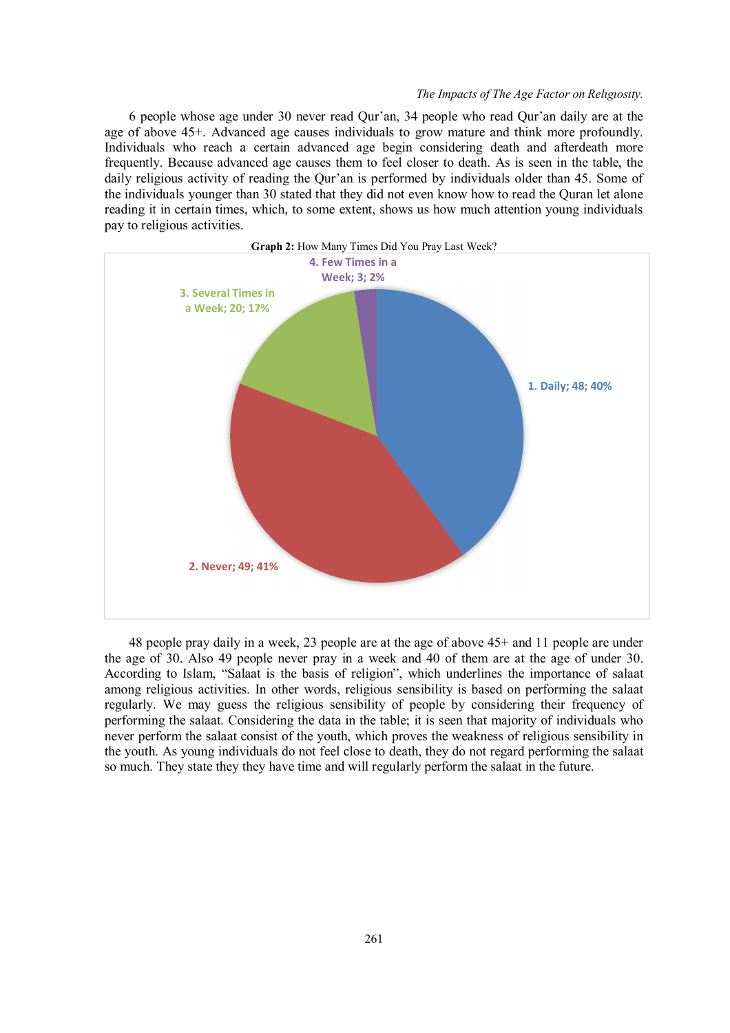6 people whose age under 30 never read Qur'an, 34 people who read Qur'an daily are at the age of above 45+. Advanced age causes individuals to grow mature and think more profoundly. Individuals who reach a certain advanced age begin considering death and afterdeath more frequently. Because advanced age causes them to feel closer to death. As is seen in the table, the daily religious activity of reading the Qur'an is performed by individuals older than 45. Some of the individuals younger than 30 stated that they did not even know how to read the Quran let alone reading it in certain times, which, to some extent, shows us how much attention young individuals pay to religious activities.

**Graph 2:** How Many Times Did You Pray Last Week?

| Category | Count | Percentage |
|---|---|---|
| 1. Daily | 48 | 40% |
| 2. Never | 49 | 41% |
| 3. Several Times in a Week | 20 | 17% |
| 4. Few Times in a Week | 3 | 2% |

48 people pray daily in a week, 23 people are at the age of above 45+ and 11 people are under the age of 30. Also 49 people never pray in a week and 40 of them are at the age of under 30. According to Islam, "Salaat is the basis of religion", which underlines the importance of salaat among religious activities. In other words, religious sensibility is based on performing the salaat regularly. We may guess the religious sensibility of people by considering their frequency of performing the salaat. Considering the data in the table; it is seen that majority of individuals who never perform the salaat consist of the youth, which proves the weakness of religious sensibility in the youth. As young individuals do not feel close to death, they do not regard performing the salaat so much. They state they they have time and will regularly perform the salaat in the future.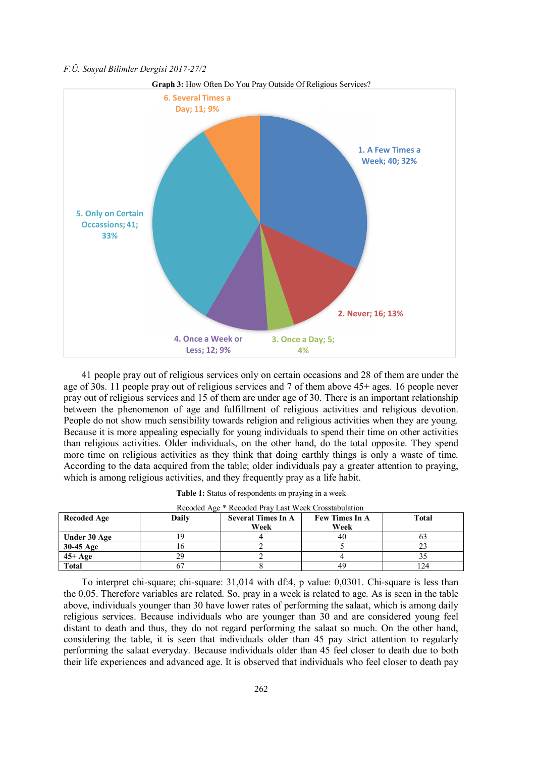**Graph 3:** How Often Do You Pray Outside Of Religious Services?

6. Several Times a Day; 11; 9%

1. A Few Times a Week; 40; 32%

5. Only on Certain Occassions; 41; 33%

2. Never; 16; 13%

4. Once a Week or Less; 12; 9%

3. Once a Day; 5; 4%

41 people pray out of religious services only on certain occasions and 28 of them are under the age of 30s. 11 people pray out of religious services and 7 of them above 45+ ages. 16 people never pray out of religious services and 15 of them are under age of 30. There is an important relationship between the phenomenon of age and fulfillment of religious activities and religious devotion. People do not show much sensibility towards religion and religious activities when they are young. Because it is more appealing especially for young individuals to spend their time on other activities than religious activities. Older individuals, on the other hand, do the total opposite. They spend more time on religious activities as they think that doing earthly things is only a waste of time. According to the data acquired from the table; older individuals pay a greater attention to praying, which is among religious activities, and they frequently pray as a life habit.

**Table 1:** Status of respondents on praying in a week

Recoded Age * Recoded Pray Last Week Crosstabulation

| Recoded Age | Daily | Several Times In A Week | Few Times In A Week | Total |
|---|---|---|---|---|
| **Under 30 Age** | 19 | 4 | 40 | 63 |
| **30-45 Age** | 16 | 2 | 5 | 23 |
| **45+ Age** | 29 | 2 | 4 | 35 |
| **Total** | 67 | 8 | 49 | 124 |

To interpret chi-square; chi-square: 31,014 with df:4, p value: 0,0301. Chi-square is less than the 0,05. Therefore variables are related. So, pray in a week is related to age. As is seen in the table above, individuals younger than 30 have lower rates of performing the salaat, which is among daily religious services. Because individuals who are younger than 30 and are considered young feel distant to death and thus, they do not regard performing the salaat so much. On the other hand, considering the table, it is seen that individuals older than 45 pay strict attention to regularly performing the salaat everyday. Because individuals older than 45 feel closer to death due to both their life experiences and advanced age. It is observed that individuals who feel closer to death pay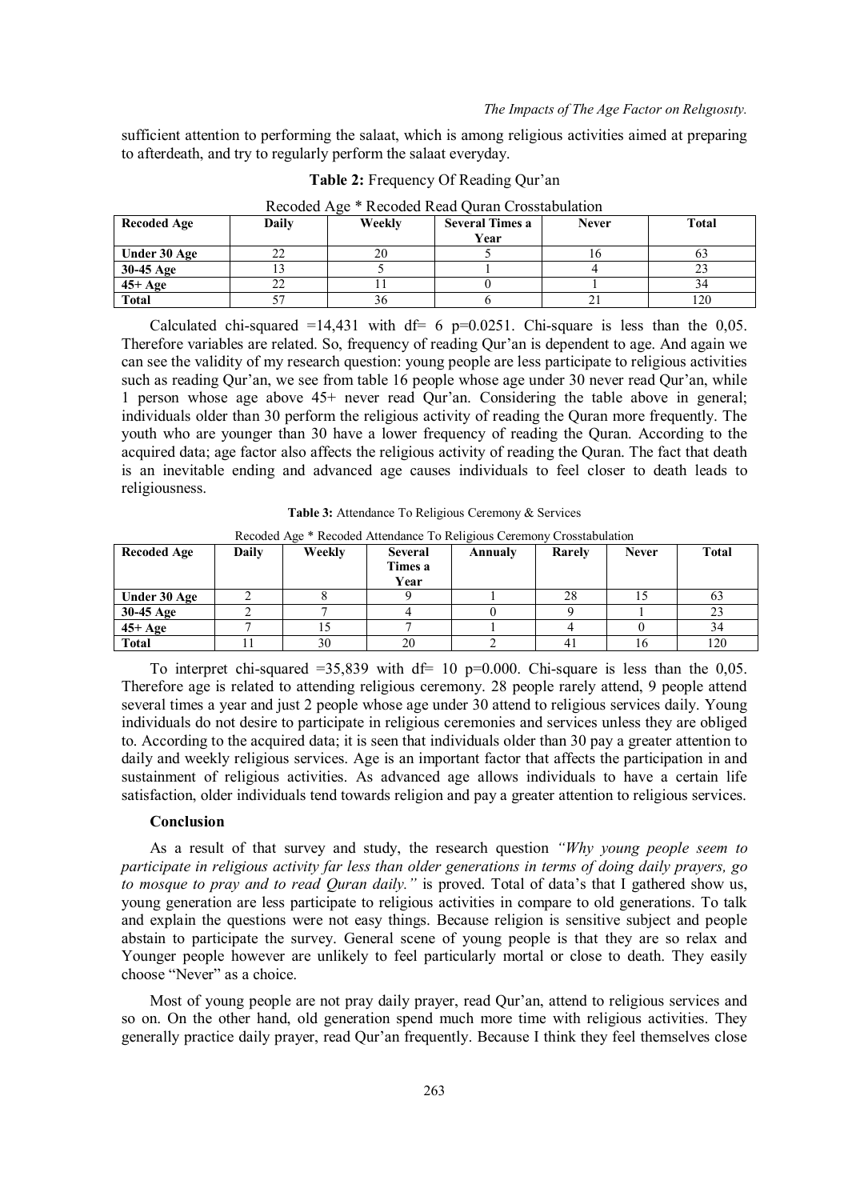sufficient attention to performing the salaat, which is among religious activities aimed at preparing to afterdeath, and try to regularly perform the salaat everyday.

**Table 2:** Frequency Of Reading Qur'an

Recoded Age * Recoded Read Quran Crosstabulation

| Recoded Age | Daily | Weekly | Several Times a Year | Never | Total |
|---|---|---|---|---|---|
| Under 30 Age | 22 | 20 | 5 | 16 | 63 |
| 30-45 Age | 13 | 5 | 1 | 4 | 23 |
| 45+ Age | 22 | 11 | 0 | 1 | 34 |
| Total | 57 | 36 | 6 | 21 | 120 |

Calculated chi-squared =14,431 with df= 6 p=0.0251. Chi-square is less than the 0,05. Therefore variables are related. So, frequency of reading Qur'an is dependent to age. And again we can see the validity of my research question: young people are less participate to religious activities such as reading Qur'an, we see from table 16 people whose age under 30 never read Qur'an, while 1 person whose age above 45+ never read Qur'an. Considering the table above in general; individuals older than 30 perform the religious activity of reading the Quran more frequently. The youth who are younger than 30 have a lower frequency of reading the Quran. According to the acquired data; age factor also affects the religious activity of reading the Quran. The fact that death is an inevitable ending and advanced age causes individuals to feel closer to death leads to religiousness.

**Table 3:** Attendance To Religious Ceremony & Services

Recoded Age * Recoded Attendance To Religious Ceremony Crosstabulation

| Recoded Age | Daily | Weekly | Several Times a Year | Annualy | Rarely | Never | Total |
|---|---|---|---|---|---|---|---|
| Under 30 Age | 2 | 8 | 9 | 1 | 28 | 15 | 63 |
| 30-45 Age | 2 | 7 | 4 | 0 | 9 | 1 | 23 |
| 45+ Age | 7 | 15 | 7 | 1 | 4 | 0 | 34 |
| Total | 11 | 30 | 20 | 2 | 41 | 16 | 120 |

To interpret chi-squared =35,839 with df= 10 p=0.000. Chi-square is less than the 0,05. Therefore age is related to attending religious ceremony. 28 people rarely attend, 9 people attend several times a year and just 2 people whose age under 30 attend to religious services daily. Young individuals do not desire to participate in religious ceremonies and services unless they are obliged to. According to the acquired data; it is seen that individuals older than 30 pay a greater attention to daily and weekly religious services. Age is an important factor that affects the participation in and sustainment of religious activities. As advanced age allows individuals to have a certain life satisfaction, older individuals tend towards religion and pay a greater attention to religious services.

**Conclusion**

As a result of that survey and study, the research question *"Why young people seem to participate in religious activity far less than older generations in terms of doing daily prayers, go to mosque to pray and to read Quran daily."* is proved. Total of data's that I gathered show us, young generation are less participate to religious activities in compare to old generations. To talk and explain the questions were not easy things. Because religion is sensitive subject and people abstain to participate the survey. General scene of young people is that they are so relax and Younger people however are unlikely to feel particularly mortal or close to death. They easily choose "Never" as a choice.

Most of young people are not pray daily prayer, read Qur'an, attend to religious services and so on. On the other hand, old generation spend much more time with religious activities. They generally practice daily prayer, read Qur'an frequently. Because I think they feel themselves close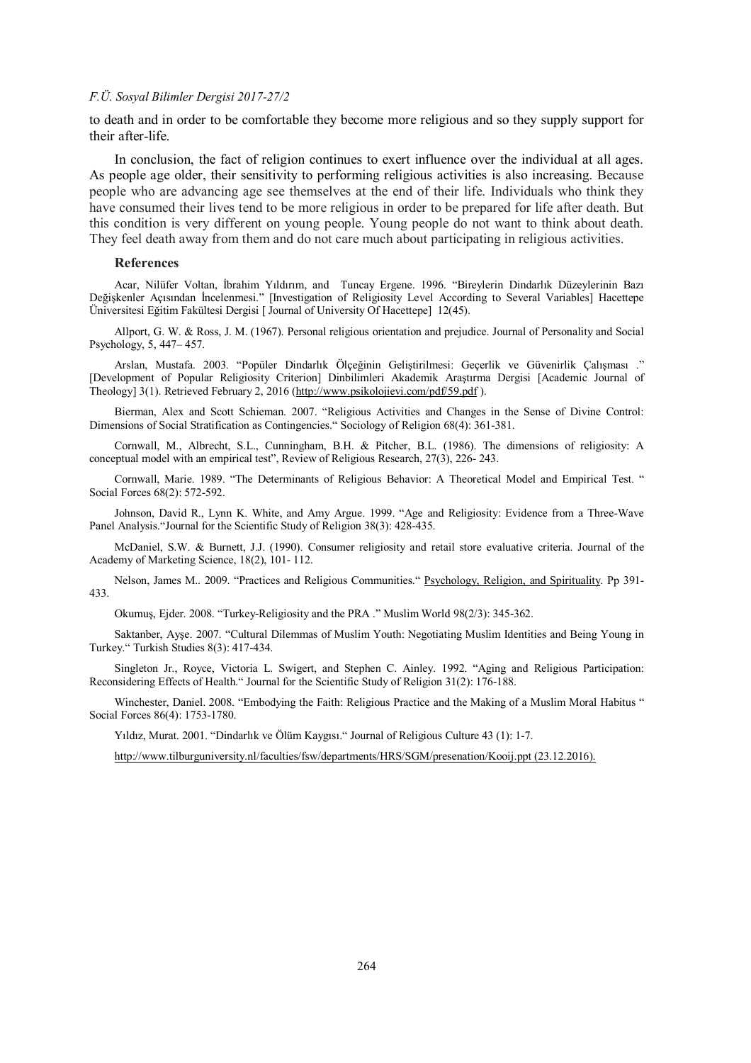to death and in order to be comfortable they become more religious and so they supply support for their after-life.

In conclusion, the fact of religion continues to exert influence over the individual at all ages. As people age older, their sensitivity to performing religious activities is also increasing. Because people who are advancing age see themselves at the end of their life. Individuals who think they have consumed their lives tend to be more religious in order to be prepared for life after death. But this condition is very different on young people. Young people do not want to think about death. They feel death away from them and do not care much about participating in religious activities.

**References**

Acar, Nilüfer Voltan, İbrahim Yıldırım, and Tuncay Ergene. 1996. "Bireylerin Dindarlık Düzeylerinin Bazı Değişkenler Açısından İncelenmesi." [Investigation of Religiosity Level According to Several Variables] Hacettepe Üniversitesi Eğitim Fakültesi Dergisi [ Journal of University Of Hacettepe] 12(45).

Allport, G. W. & Ross, J. M. (1967). Personal religious orientation and prejudice. Journal of Personality and Social Psychology, 5, 447– 457.

Arslan, Mustafa. 2003. "Popüler Dindarlık Ölçeğinin Geliştirilmesi: Geçerlik ve Güvenirlik Çalışması ." [Development of Popular Religiosity Criterion] Dinbilimleri Akademik Araştırma Dergisi [Academic Journal of Theology] 3(1). Retrieved February 2, 2016 (http://www.psikolojievi.com/pdf/59.pdf ).

Bierman, Alex and Scott Schieman. 2007. "Religious Activities and Changes in the Sense of Divine Control: Dimensions of Social Stratification as Contingencies." Sociology of Religion 68(4): 361-381.

Cornwall, M., Albrecht, S.L., Cunningham, B.H. & Pitcher, B.L. (1986). The dimensions of religiosity: A conceptual model with an empirical test", Review of Religious Research, 27(3), 226- 243.

Cornwall, Marie. 1989. "The Determinants of Religious Behavior: A Theoretical Model and Empirical Test. " Social Forces 68(2): 572-592.

Johnson, David R., Lynn K. White, and Amy Argue. 1999. "Age and Religiosity: Evidence from a Three-Wave Panel Analysis."Journal for the Scientific Study of Religion 38(3): 428-435.

McDaniel, S.W. & Burnett, J.J. (1990). Consumer religiosity and retail store evaluative criteria. Journal of the Academy of Marketing Science, 18(2), 101- 112.

Nelson, James M.. 2009. "Practices and Religious Communities." Psychology, Religion, and Spirituality. Pp 391-433.

Okumuş, Ejder. 2008. "Turkey-Religiosity and the PRA ." Muslim World 98(2/3): 345-362.

Saktanber, Ayşe. 2007. "Cultural Dilemmas of Muslim Youth: Negotiating Muslim Identities and Being Young in Turkey." Turkish Studies 8(3): 417-434.

Singleton Jr., Royce, Victoria L. Swigert, and Stephen C. Ainley. 1992. "Aging and Religious Participation: Reconsidering Effects of Health." Journal for the Scientific Study of Religion 31(2): 176-188.

Winchester, Daniel. 2008. "Embodying the Faith: Religious Practice and the Making of a Muslim Moral Habitus " Social Forces 86(4): 1753-1780.

Yıldız, Murat. 2001. "Dindarlık ve Ölüm Kaygısı." Journal of Religious Culture 43 (1): 1-7.

http://www.tilburguniversity.nl/faculties/fsw/departments/HRS/SGM/presenation/Kooij.ppt (23.12.2016).